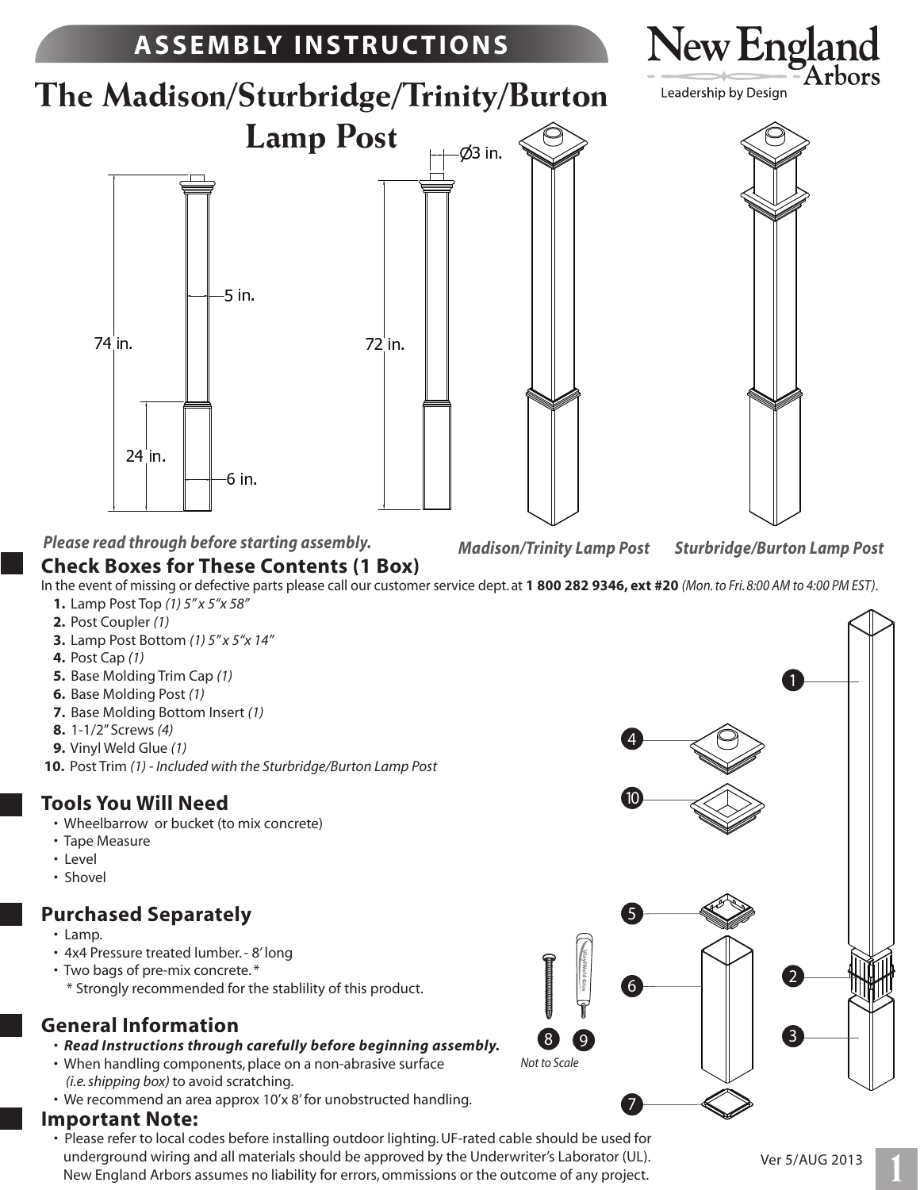# ASSEMBLY INSTRUCTIONS

New England Arbors
Leadership by Design

# The Madison/Sturbridge/Trinity/Burton Lamp Post

74 in. | 24 in. | 5 in. | 6 in. | 72 in. | Ø3 in.

*Please read through before starting assembly.*

*Madison/Trinity Lamp Post* *Sturbridge/Burton Lamp Post*

## Check Boxes for These Contents (1 Box)

In the event of missing or defective parts please call our customer service dept. at **1 800 282 9346, ext #20** *(Mon. to Fri. 8:00 AM to 4:00 PM EST)*.

1. Lamp Post Top *(1) 5" x 5"x 58"*
2. Post Coupler *(1)*
3. Lamp Post Bottom *(1) 5" x 5"x 14"*
4. Post Cap *(1)*
5. Base Molding Trim Cap *(1)*
6. Base Molding Post *(1)*
7. Base Molding Bottom Insert *(1)*
8. 1-1/2" Screws *(4)*
9. Vinyl Weld Glue *(1)*
10. Post Trim *(1) - Included with the Sturbridge/Burton Lamp Post*

*Not to Scale*

## Tools You Will Need

- Wheelbarrow or bucket (to mix concrete)
- Tape Measure
- Level
- Shovel

## Purchased Separately

- Lamp.
- 4x4 Pressure treated lumber. - 8' long
- Two bags of pre-mix concrete.*
  * Strongly recommended for the stablility of this product.

## General Information

- ***Read Instructions through carefully before beginning assembly.***
- When handling components, place on a non-abrasive surface *(i.e. shipping box)* to avoid scratching.
- We recommend an area approx 10'x 8' for unobstructed handling.

## Important Note:

- Please refer to local codes before installing outdoor lighting. UF-rated cable should be used for underground wiring and all materials should be approved by the Underwriter's Laboratory (UL). New England Arbors assumes no liability for errors, ommissions or the outcome of any project.

Ver 5/AUG 2013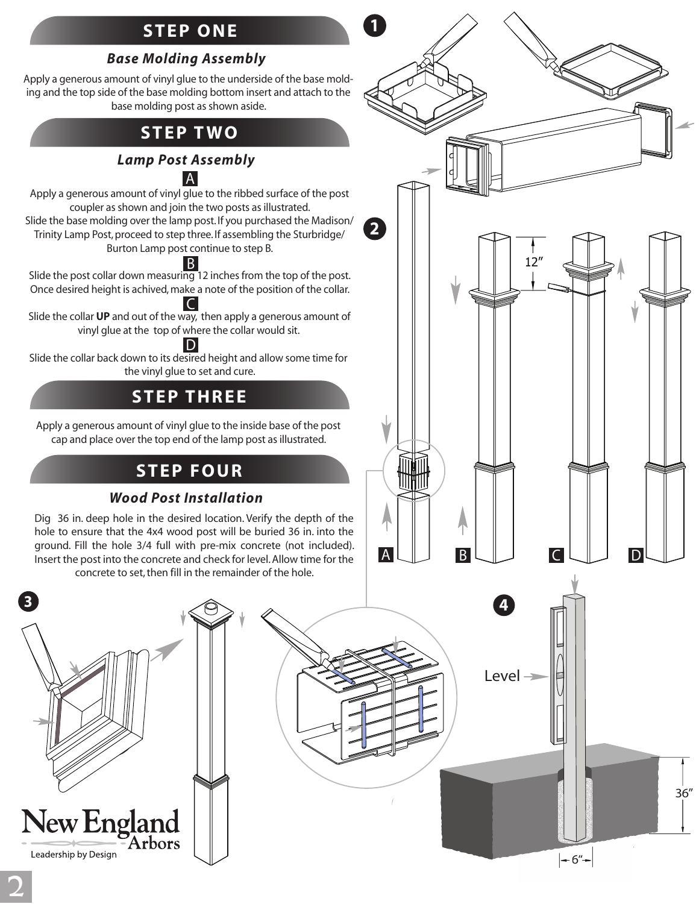## STEP ONE

### *Base Molding Assembly*

Apply a generous amount of vinyl glue to the underside of the base molding and the top side of the base molding bottom insert and attach to the base molding post as shown aside.

## STEP TWO

### *Lamp Post Assembly*

**A**

Apply a generous amount of vinyl glue to the ribbed surface of the post coupler as shown and join the two posts as illustrated.
Slide the base molding over the lamp post. If you purchased the Madison/ Trinity Lamp Post, proceed to step three. If assembling the Sturbridge/ Burton Lamp post continue to step B.

**B**

Slide the post collar down measuring 12 inches from the top of the post. Once desired height is achived, make a note of the position of the collar.

**C**

Slide the collar **UP** and out of the way, then apply a generous amount of vinyl glue at the top of where the collar would sit.

**D**

Slide the collar back down to its desired height and allow some time for the vinyl glue to set and cure.

## STEP THREE

Apply a generous amount of vinyl glue to the inside base of the post cap and place over the top end of the lamp post as illustrated.

## STEP FOUR

### *Wood Post Installation*

Dig 36 in. deep hole in the desired location. Verify the depth of the hole to ensure that the 4x4 wood post will be buried 36 in. into the ground. Fill the hole 3/4 full with pre-mix concrete (not included). Insert the post into the concrete and check for level. Allow time for the concrete to set, then fill in the remainder of the hole.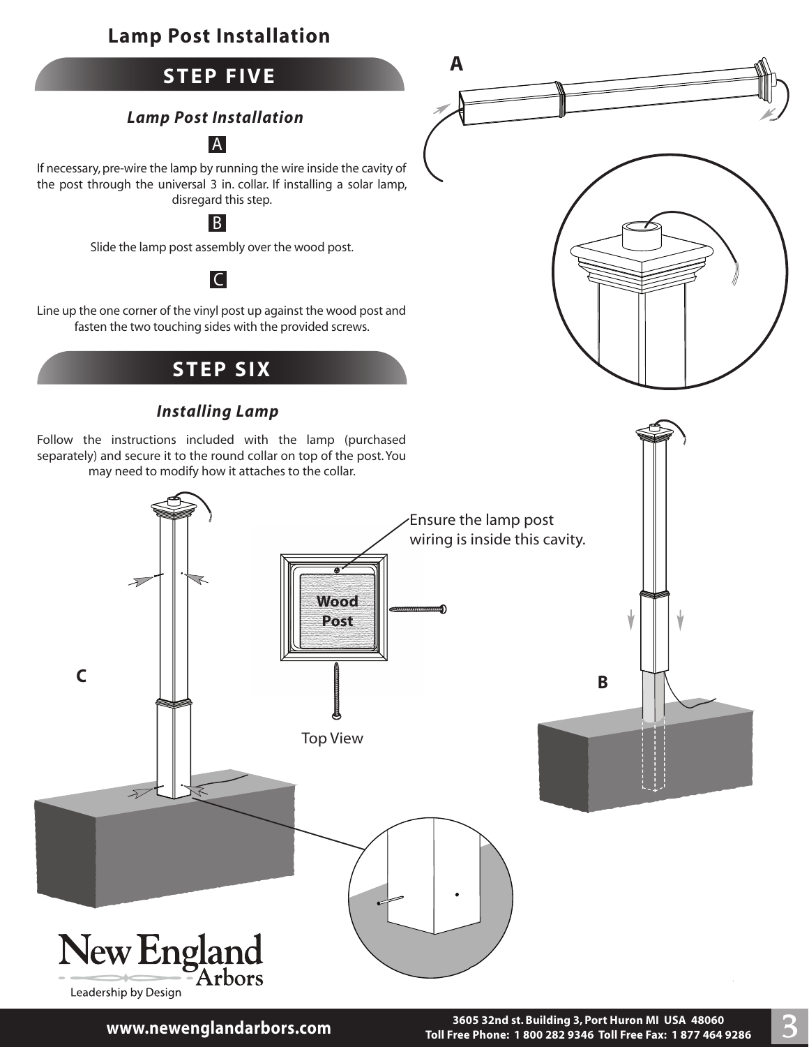## Lamp Post Installation

### STEP FIVE

#### *Lamp Post Installation*

**A**

If necessary, pre-wire the lamp by running the wire inside the cavity of the post through the universal 3 in. collar. If installing a solar lamp, disregard this step.

**B**

Slide the lamp post assembly over the wood post.

**C**

Line up the one corner of the vinyl post up against the wood post and fasten the two touching sides with the provided screws.

### STEP SIX

#### *Installing Lamp*

Follow the instructions included with the lamp (purchased separately) and secure it to the round collar on top of the post. You may need to modify how it attaches to the collar.

A

B

C

Ensure the lamp post wiring is inside this cavity.

Wood Post

Top View

New England Arbors

Leadership by Design

www.newenglandarbors.com

3605 32nd st. Building 3, Port Huron MI USA 48060
Toll Free Phone: 1 800 282 9346 Toll Free Fax: 1 877 464 9286